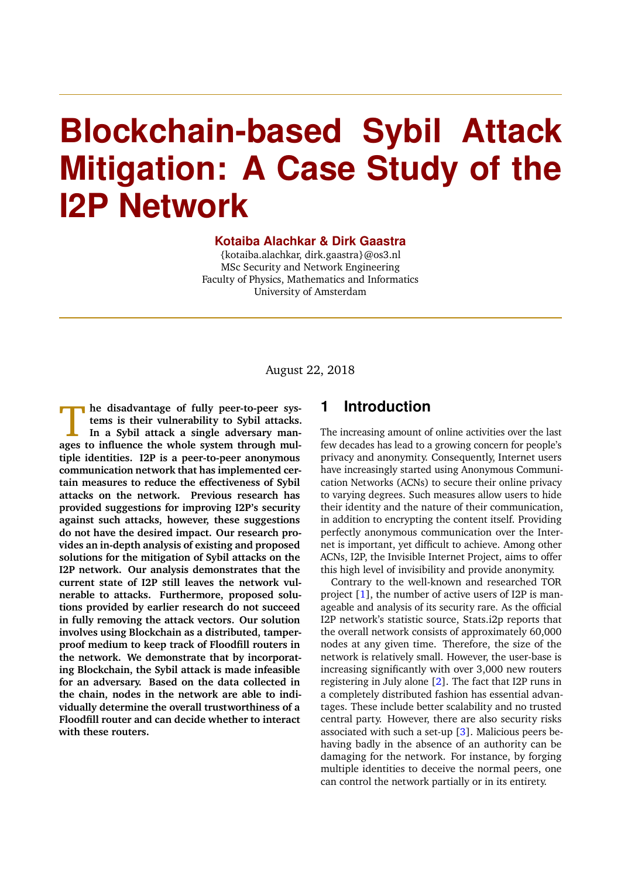# Blockchain-based Sybil Attack Mitigation: A Case Study of the I2P Network

**Kotaiba Alachkar & Dirk Gaastra**

{kotaiba.alachkar, dirk.gaastra}@os3.nl
MSc Security and Network Engineering
Faculty of Physics, Mathematics and Informatics
University of Amsterdam

August 22, 2018

**The disadvantage of fully peer-to-peer systems is their vulnerability to Sybil attacks. In a Sybil attack a single adversary manages to influence the whole system through multiple identities. I2P is a peer-to-peer anonymous communication network that has implemented certain measures to reduce the effectiveness of Sybil attacks on the network. Previous research has provided suggestions for improving I2P's security against such attacks, however, these suggestions do not have the desired impact. Our research provides an in-depth analysis of existing and proposed solutions for the mitigation of Sybil attacks on the I2P network. Our analysis demonstrates that the current state of I2P still leaves the network vulnerable to attacks. Furthermore, proposed solutions provided by earlier research do not succeed in fully removing the attack vectors. Our solution involves using Blockchain as a distributed, tamperproof medium to keep track of Floodfill routers in the network. We demonstrate that by incorporating Blockchain, the Sybil attack is made infeasible for an adversary. Based on the data collected in the chain, nodes in the network are able to individually determine the overall trustworthiness of a Floodfill router and can decide whether to interact with these routers.**

## 1 Introduction

The increasing amount of online activities over the last few decades has lead to a growing concern for people's privacy and anonymity. Consequently, Internet users have increasingly started using Anonymous Communication Networks (ACNs) to secure their online privacy to varying degrees. Such measures allow users to hide their identity and the nature of their communication, in addition to encrypting the content itself. Providing perfectly anonymous communication over the Internet is important, yet difficult to achieve. Among other ACNs, I2P, the Invisible Internet Project, aims to offer this high level of invisibility and provide anonymity.

Contrary to the well-known and researched TOR project [1], the number of active users of I2P is manageable and analysis of its security rare. As the official I2P network's statistic source, Stats.i2p reports that the overall network consists of approximately 60,000 nodes at any given time. Therefore, the size of the network is relatively small. However, the user-base is increasing significantly with over 3,000 new routers registering in July alone [2]. The fact that I2P runs in a completely distributed fashion has essential advantages. These include better scalability and no trusted central party. However, there are also security risks associated with such a set-up [3]. Malicious peers behaving badly in the absence of an authority can be damaging for the network. For instance, by forging multiple identities to deceive the normal peers, one can control the network partially or in its entirety.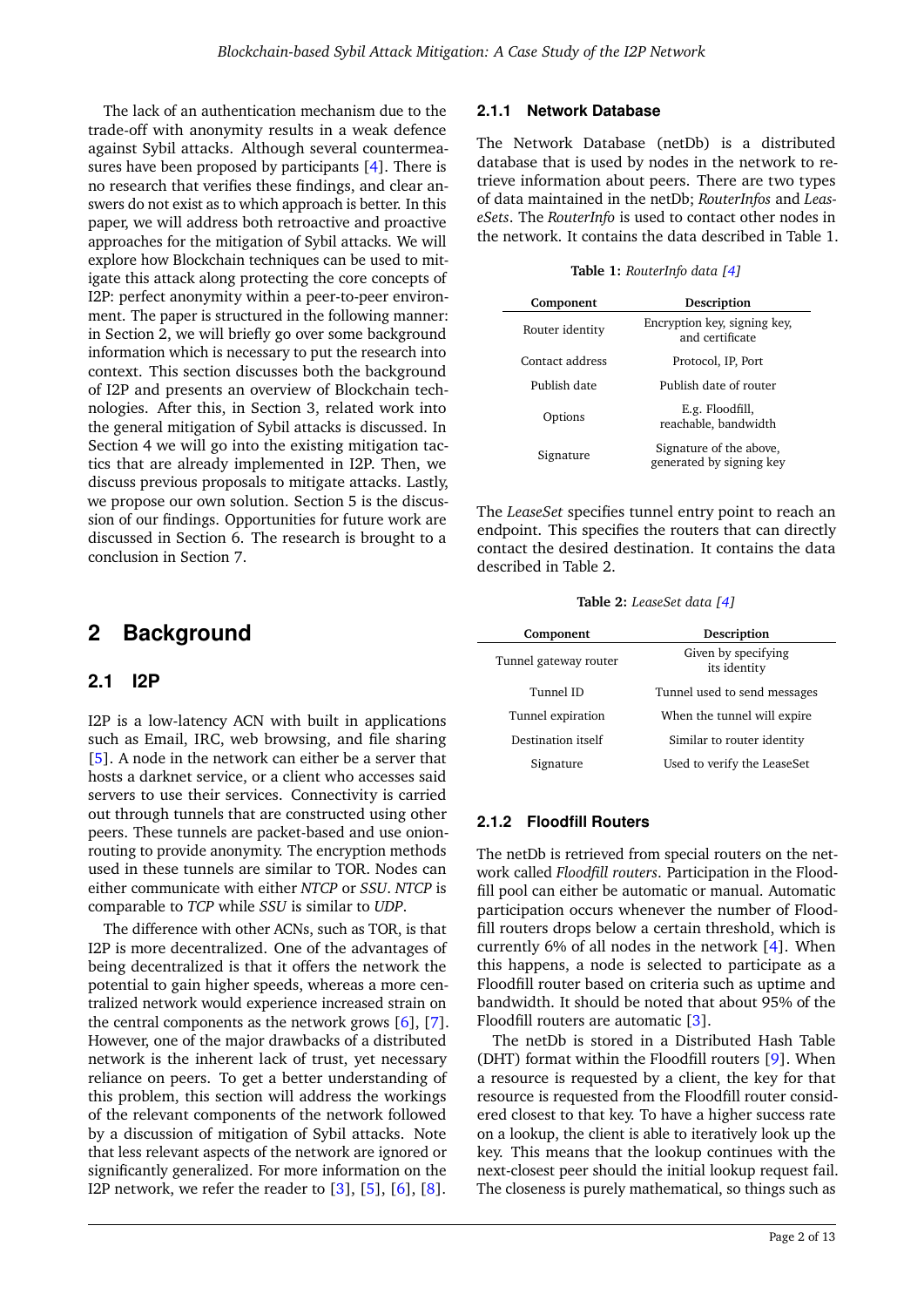The lack of an authentication mechanism due to the trade-off with anonymity results in a weak defence against Sybil attacks. Although several countermeasures have been proposed by participants [4]. There is no research that verifies these findings, and clear answers do not exist as to which approach is better. In this paper, we will address both retroactive and proactive approaches for the mitigation of Sybil attacks. We will explore how Blockchain techniques can be used to mitigate this attack along protecting the core concepts of I2P: perfect anonymity within a peer-to-peer environment. The paper is structured in the following manner: in Section 2, we will briefly go over some background information which is necessary to put the research into context. This section discusses both the background of I2P and presents an overview of Blockchain technologies. After this, in Section 3, related work into the general mitigation of Sybil attacks is discussed. In Section 4 we will go into the existing mitigation tactics that are already implemented in I2P. Then, we discuss previous proposals to mitigate attacks. Lastly, we propose our own solution. Section 5 is the discussion of our findings. Opportunities for future work are discussed in Section 6. The research is brought to a conclusion in Section 7.

# 2 Background

## 2.1 I2P

I2P is a low-latency ACN with built in applications such as Email, IRC, web browsing, and file sharing [5]. A node in the network can either be a server that hosts a darknet service, or a client who accesses said servers to use their services. Connectivity is carried out through tunnels that are constructed using other peers. These tunnels are packet-based and use onion-routing to provide anonymity. The encryption methods used in these tunnels are similar to TOR. Nodes can either communicate with either *NTCP* or *SSU*. *NTCP* is comparable to *TCP* while *SSU* is similar to *UDP*.

The difference with other ACNs, such as TOR, is that I2P is more decentralized. One of the advantages of being decentralized is that it offers the network the potential to gain higher speeds, whereas a more centralized network would experience increased strain on the central components as the network grows [6], [7]. However, one of the major drawbacks of a distributed network is the inherent lack of trust, yet necessary reliance on peers. To get a better understanding of this problem, this section will address the workings of the relevant components of the network followed by a discussion of mitigation of Sybil attacks. Note that less relevant aspects of the network are ignored or significantly generalized. For more information on the I2P network, we refer the reader to [3], [5], [6], [8].

### 2.1.1 Network Database

The Network Database (netDb) is a distributed database that is used by nodes in the network to retrieve information about peers. There are two types of data maintained in the netDb; *RouterInfos* and *LeaseSets*. The *RouterInfo* is used to contact other nodes in the network. It contains the data described in Table 1.

**Table 1:** *RouterInfo data [4]*

| Component | Description |
|---|---|
| Router identity | Encryption key, signing key, and certificate |
| Contact address | Protocol, IP, Port |
| Publish date | Publish date of router |
| Options | E.g. Floodfill, reachable, bandwidth |
| Signature | Signature of the above, generated by signing key |

The *LeaseSet* specifies tunnel entry point to reach an endpoint. This specifies the routers that can directly contact the desired destination. It contains the data described in Table 2.

**Table 2:** *LeaseSet data [4]*

| Component | Description |
|---|---|
| Tunnel gateway router | Given by specifying its identity |
| Tunnel ID | Tunnel used to send messages |
| Tunnel expiration | When the tunnel will expire |
| Destination itself | Similar to router identity |
| Signature | Used to verify the LeaseSet |

### 2.1.2 Floodfill Routers

The netDb is retrieved from special routers on the network called *Floodfill routers*. Participation in the Floodfill pool can either be automatic or manual. Automatic participation occurs whenever the number of Floodfill routers drops below a certain threshold, which is currently 6% of all nodes in the network [4]. When this happens, a node is selected to participate as a Floodfill router based on criteria such as uptime and bandwidth. It should be noted that about 95% of the Floodfill routers are automatic [3].

The netDb is stored in a Distributed Hash Table (DHT) format within the Floodfill routers [9]. When a resource is requested by a client, the key for that resource is requested from the Floodfill router considered closest to that key. To have a higher success rate on a lookup, the client is able to iteratively look up the key. This means that the lookup continues with the next-closest peer should the initial lookup request fail. The closeness is purely mathematical, so things such as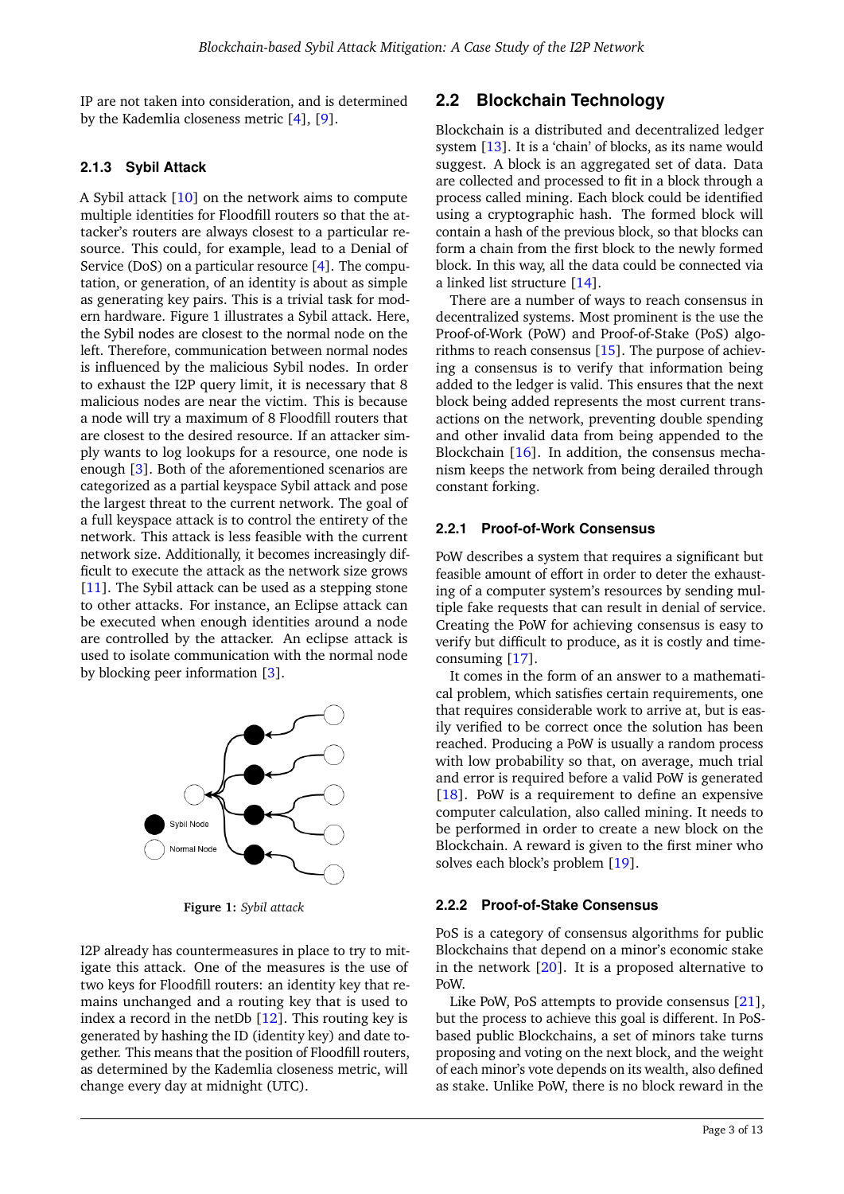IP are not taken into consideration, and is determined by the Kademlia closeness metric [4], [9].

### 2.1.3 Sybil Attack

A Sybil attack [10] on the network aims to compute multiple identities for Floodfill routers so that the attacker's routers are always closest to a particular resource. This could, for example, lead to a Denial of Service (DoS) on a particular resource [4]. The computation, or generation, of an identity is about as simple as generating key pairs. This is a trivial task for modern hardware. Figure 1 illustrates a Sybil attack. Here, the Sybil nodes are closest to the normal node on the left. Therefore, communication between normal nodes is influenced by the malicious Sybil nodes. In order to exhaust the I2P query limit, it is necessary that 8 malicious nodes are near the victim. This is because a node will try a maximum of 8 Floodfill routers that are closest to the desired resource. If an attacker simply wants to log lookups for a resource, one node is enough [3]. Both of the aforementioned scenarios are categorized as a partial keyspace Sybil attack and pose the largest threat to the current network. The goal of a full keyspace attack is to control the entirety of the network. This attack is less feasible with the current network size. Additionally, it becomes increasingly difficult to execute the attack as the network size grows [11]. The Sybil attack can be used as a stepping stone to other attacks. For instance, an Eclipse attack can be executed when enough identities around a node are controlled by the attacker. An eclipse attack is used to isolate communication with the normal node by blocking peer information [3].

Sybil Node

Normal Node

**Figure 1:** *Sybil attack*

I2P already has countermeasures in place to try to mitigate this attack. One of the measures is the use of two keys for Floodfill routers: an identity key that remains unchanged and a routing key that is used to index a record in the netDb [12]. This routing key is generated by hashing the ID (identity key) and date together. This means that the position of Floodfill routers, as determined by the Kademlia closeness metric, will change every day at midnight (UTC).

## 2.2 Blockchain Technology

Blockchain is a distributed and decentralized ledger system [13]. It is a 'chain' of blocks, as its name would suggest. A block is an aggregated set of data. Data are collected and processed to fit in a block through a process called mining. Each block could be identified using a cryptographic hash. The formed block will contain a hash of the previous block, so that blocks can form a chain from the first block to the newly formed block. In this way, all the data could be connected via a linked list structure [14].

There are a number of ways to reach consensus in decentralized systems. Most prominent is the use the Proof-of-Work (PoW) and Proof-of-Stake (PoS) algorithms to reach consensus [15]. The purpose of achieving a consensus is to verify that information being added to the ledger is valid. This ensures that the next block being added represents the most current transactions on the network, preventing double spending and other invalid data from being appended to the Blockchain [16]. In addition, the consensus mechanism keeps the network from being derailed through constant forking.

### 2.2.1 Proof-of-Work Consensus

PoW describes a system that requires a significant but feasible amount of effort in order to deter the exhausting of a computer system's resources by sending multiple fake requests that can result in denial of service. Creating the PoW for achieving consensus is easy to verify but difficult to produce, as it is costly and time-consuming [17].

It comes in the form of an answer to a mathematical problem, which satisfies certain requirements, one that requires considerable work to arrive at, but is easily verified to be correct once the solution has been reached. Producing a PoW is usually a random process with low probability so that, on average, much trial and error is required before a valid PoW is generated [18]. PoW is a requirement to define an expensive computer calculation, also called mining. It needs to be performed in order to create a new block on the Blockchain. A reward is given to the first miner who solves each block's problem [19].

### 2.2.2 Proof-of-Stake Consensus

PoS is a category of consensus algorithms for public Blockchains that depend on a minor's economic stake in the network [20]. It is a proposed alternative to PoW.

Like PoW, PoS attempts to provide consensus [21], but the process to achieve this goal is different. In PoS-based public Blockchains, a set of minors take turns proposing and voting on the next block, and the weight of each minor's vote depends on its wealth, also defined as stake. Unlike PoW, there is no block reward in the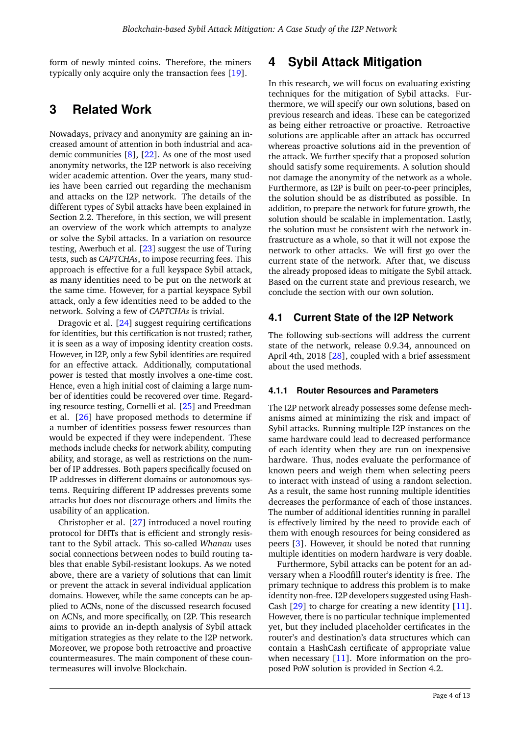form of newly minted coins. Therefore, the miners typically only acquire only the transaction fees [19].

## 3 Related Work

Nowadays, privacy and anonymity are gaining an increased amount of attention in both industrial and academic communities [8], [22]. As one of the most used anonymity networks, the I2P network is also receiving wider academic attention. Over the years, many studies have been carried out regarding the mechanism and attacks on the I2P network. The details of the different types of Sybil attacks have been explained in Section 2.2. Therefore, in this section, we will present an overview of the work which attempts to analyze or solve the Sybil attacks. In a variation on resource testing, Awerbuch et al. [23] suggest the use of Turing tests, such as *CAPTCHAs*, to impose recurring fees. This approach is effective for a full keyspace Sybil attack, as many identities need to be put on the network at the same time. However, for a partial keyspace Sybil attack, only a few identities need to be added to the network. Solving a few of *CAPTCHAs* is trivial.

Dragovic et al. [24] suggest requiring certifications for identities, but this certification is not trusted; rather, it is seen as a way of imposing identity creation costs. However, in I2P, only a few Sybil identities are required for an effective attack. Additionally, computational power is tested that mostly involves a one-time cost. Hence, even a high initial cost of claiming a large number of identities could be recovered over time. Regarding resource testing, Cornelli et al. [25] and Freedman et al. [26] have proposed methods to determine if a number of identities possess fewer resources than would be expected if they were independent. These methods include checks for network ability, computing ability, and storage, as well as restrictions on the number of IP addresses. Both papers specifically focused on IP addresses in different domains or autonomous systems. Requiring different IP addresses prevents some attacks but does not discourage others and limits the usability of an application.

Christopher et al. [27] introduced a novel routing protocol for DHTs that is efficient and strongly resistant to the Sybil attack. This so-called *Whanau* uses social connections between nodes to build routing tables that enable Sybil-resistant lookups. As we noted above, there are a variety of solutions that can limit or prevent the attack in several individual application domains. However, while the same concepts can be applied to ACNs, none of the discussed research focused on ACNs, and more specifically, on I2P. This research aims to provide an in-depth analysis of Sybil attack mitigation strategies as they relate to the I2P network. Moreover, we propose both retroactive and proactive countermeasures. The main component of these countermeasures will involve Blockchain.

## 4 Sybil Attack Mitigation

In this research, we will focus on evaluating existing techniques for the mitigation of Sybil attacks. Furthermore, we will specify our own solutions, based on previous research and ideas. These can be categorized as being either retroactive or proactive. Retroactive solutions are applicable after an attack has occurred whereas proactive solutions aid in the prevention of the attack. We further specify that a proposed solution should satisfy some requirements. A solution should not damage the anonymity of the network as a whole. Furthermore, as I2P is built on peer-to-peer principles, the solution should be as distributed as possible. In addition, to prepare the network for future growth, the solution should be scalable in implementation. Lastly, the solution must be consistent with the network infrastructure as a whole, so that it will not expose the network to other attacks. We will first go over the current state of the network. After that, we discuss the already proposed ideas to mitigate the Sybil attack. Based on the current state and previous research, we conclude the section with our own solution.

### 4.1 Current State of the I2P Network

The following sub-sections will address the current state of the network, release 0.9.34, announced on April 4th, 2018 [28], coupled with a brief assessment about the used methods.

#### 4.1.1 Router Resources and Parameters

The I2P network already possesses some defense mechanisms aimed at minimizing the risk and impact of Sybil attacks. Running multiple I2P instances on the same hardware could lead to decreased performance of each identity when they are run on inexpensive hardware. Thus, nodes evaluate the performance of known peers and weigh them when selecting peers to interact with instead of using a random selection. As a result, the same host running multiple identities decreases the performance of each of those instances. The number of additional identities running in parallel is effectively limited by the need to provide each of them with enough resources for being considered as peers [3]. However, it should be noted that running multiple identities on modern hardware is very doable.

Furthermore, Sybil attacks can be potent for an adversary when a Floodfill router's identity is free. The primary technique to address this problem is to make identity non-free. I2P developers suggested using HashCash [29] to charge for creating a new identity [11]. However, there is no particular technique implemented yet, but they included placeholder certificates in the router's and destination's data structures which can contain a HashCash certificate of appropriate value when necessary [11]. More information on the proposed PoW solution is provided in Section 4.2.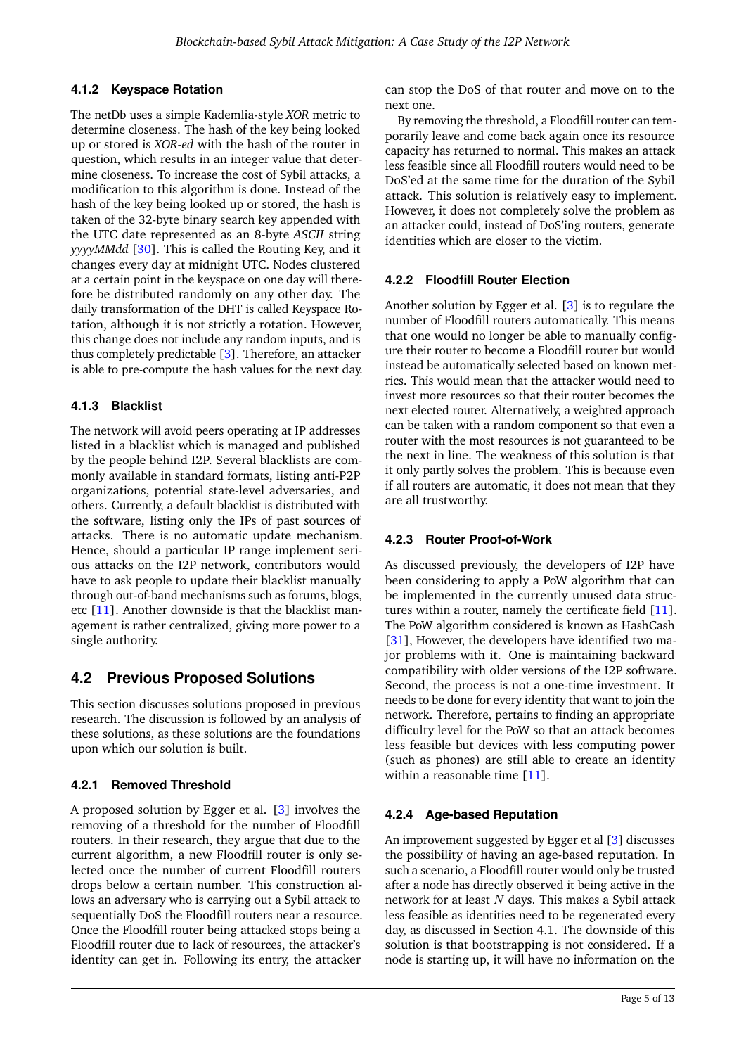#### 4.1.2 Keyspace Rotation

The netDb uses a simple Kademlia-style *XOR* metric to determine closeness. The hash of the key being looked up or stored is *XOR-ed* with the hash of the router in question, which results in an integer value that determine closeness. To increase the cost of Sybil attacks, a modification to this algorithm is done. Instead of the hash of the key being looked up or stored, the hash is taken of the 32-byte binary search key appended with the UTC date represented as an 8-byte *ASCII* string *yyyyMMdd* [30]. This is called the Routing Key, and it changes every day at midnight UTC. Nodes clustered at a certain point in the keyspace on one day will therefore be distributed randomly on any other day. The daily transformation of the DHT is called Keyspace Rotation, although it is not strictly a rotation. However, this change does not include any random inputs, and is thus completely predictable [3]. Therefore, an attacker is able to pre-compute the hash values for the next day.

#### 4.1.3 Blacklist

The network will avoid peers operating at IP addresses listed in a blacklist which is managed and published by the people behind I2P. Several blacklists are commonly available in standard formats, listing anti-P2P organizations, potential state-level adversaries, and others. Currently, a default blacklist is distributed with the software, listing only the IPs of past sources of attacks. There is no automatic update mechanism. Hence, should a particular IP range implement serious attacks on the I2P network, contributors would have to ask people to update their blacklist manually through out-of-band mechanisms such as forums, blogs, etc [11]. Another downside is that the blacklist management is rather centralized, giving more power to a single authority.

## 4.2 Previous Proposed Solutions

This section discusses solutions proposed in previous research. The discussion is followed by an analysis of these solutions, as these solutions are the foundations upon which our solution is built.

#### 4.2.1 Removed Threshold

A proposed solution by Egger et al. [3] involves the removing of a threshold for the number of Floodfill routers. In their research, they argue that due to the current algorithm, a new Floodfill router is only selected once the number of current Floodfill routers drops below a certain number. This construction allows an adversary who is carrying out a Sybil attack to sequentially DoS the Floodfill routers near a resource. Once the Floodfill router being attacked stops being a Floodfill router due to lack of resources, the attacker's identity can get in. Following its entry, the attacker can stop the DoS of that router and move on to the next one.

By removing the threshold, a Floodfill router can temporarily leave and come back again once its resource capacity has returned to normal. This makes an attack less feasible since all Floodfill routers would need to be DoS'ed at the same time for the duration of the Sybil attack. This solution is relatively easy to implement. However, it does not completely solve the problem as an attacker could, instead of DoS'ing routers, generate identities which are closer to the victim.

#### 4.2.2 Floodfill Router Election

Another solution by Egger et al. [3] is to regulate the number of Floodfill routers automatically. This means that one would no longer be able to manually configure their router to become a Floodfill router but would instead be automatically selected based on known metrics. This would mean that the attacker would need to invest more resources so that their router becomes the next elected router. Alternatively, a weighted approach can be taken with a random component so that even a router with the most resources is not guaranteed to be the next in line. The weakness of this solution is that it only partly solves the problem. This is because even if all routers are automatic, it does not mean that they are all trustworthy.

#### 4.2.3 Router Proof-of-Work

As discussed previously, the developers of I2P have been considering to apply a PoW algorithm that can be implemented in the currently unused data structures within a router, namely the certificate field [11]. The PoW algorithm considered is known as HashCash [31], However, the developers have identified two major problems with it. One is maintaining backward compatibility with older versions of the I2P software. Second, the process is not a one-time investment. It needs to be done for every identity that want to join the network. Therefore, pertains to finding an appropriate difficulty level for the PoW so that an attack becomes less feasible but devices with less computing power (such as phones) are still able to create an identity within a reasonable time [11].

#### 4.2.4 Age-based Reputation

An improvement suggested by Egger et al [3] discusses the possibility of having an age-based reputation. In such a scenario, a Floodfill router would only be trusted after a node has directly observed it being active in the network for at least $N$ days. This makes a Sybil attack less feasible as identities need to be regenerated every day, as discussed in Section 4.1. The downside of this solution is that bootstrapping is not considered. If a node is starting up, it will have no information on the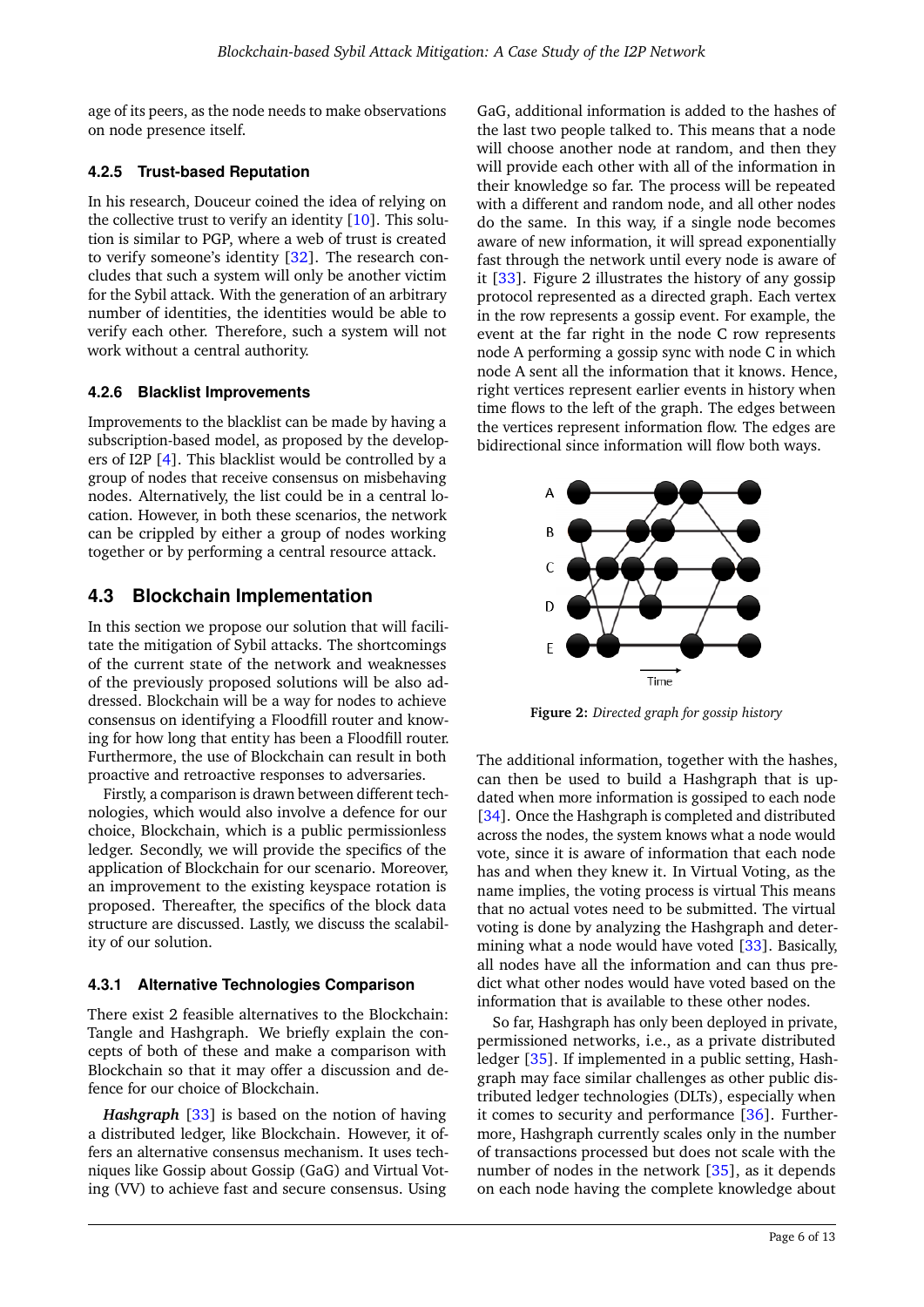age of its peers, as the node needs to make observations on node presence itself.

#### 4.2.5 Trust-based Reputation

In his research, Douceur coined the idea of relying on the collective trust to verify an identity [10]. This solution is similar to PGP, where a web of trust is created to verify someone's identity [32]. The research concludes that such a system will only be another victim for the Sybil attack. With the generation of an arbitrary number of identities, the identities would be able to verify each other. Therefore, such a system will not work without a central authority.

#### 4.2.6 Blacklist Improvements

Improvements to the blacklist can be made by having a subscription-based model, as proposed by the developers of I2P [4]. This blacklist would be controlled by a group of nodes that receive consensus on misbehaving nodes. Alternatively, the list could be in a central location. However, in both these scenarios, the network can be crippled by either a group of nodes working together or by performing a central resource attack.

## 4.3 Blockchain Implementation

In this section we propose our solution that will facilitate the mitigation of Sybil attacks. The shortcomings of the current state of the network and weaknesses of the previously proposed solutions will be also addressed. Blockchain will be a way for nodes to achieve consensus on identifying a Floodfill router and knowing for how long that entity has been a Floodfill router. Furthermore, the use of Blockchain can result in both proactive and retroactive responses to adversaries.

Firstly, a comparison is drawn between different technologies, which would also involve a defence for our choice, Blockchain, which is a public permissionless ledger. Secondly, we will provide the specifics of the application of Blockchain for our scenario. Moreover, an improvement to the existing keyspace rotation is proposed. Thereafter, the specifics of the block data structure are discussed. Lastly, we discuss the scalability of our solution.

#### 4.3.1 Alternative Technologies Comparison

There exist 2 feasible alternatives to the Blockchain: Tangle and Hashgraph. We briefly explain the concepts of both of these and make a comparison with Blockchain so that it may offer a discussion and defence for our choice of Blockchain.

***Hashgraph*** [33] is based on the notion of having a distributed ledger, like Blockchain. However, it offers an alternative consensus mechanism. It uses techniques like Gossip about Gossip (GaG) and Virtual Voting (VV) to achieve fast and secure consensus. Using GaG, additional information is added to the hashes of the last two people talked to. This means that a node will choose another node at random, and then they will provide each other with all of the information in their knowledge so far. The process will be repeated with a different and random node, and all other nodes do the same. In this way, if a single node becomes aware of new information, it will spread exponentially fast through the network until every node is aware of it [33]. Figure 2 illustrates the history of any gossip protocol represented as a directed graph. Each vertex in the row represents a gossip event. For example, the event at the far right in the node C row represents node A performing a gossip sync with node C in which node A sent all the information that it knows. Hence, right vertices represent earlier events in history when time flows to the left of the graph. The edges between the vertices represent information flow. The edges are bidirectional since information will flow both ways.

**Figure 2:** *Directed graph for gossip history*

The additional information, together with the hashes, can then be used to build a Hashgraph that is updated when more information is gossiped to each node [34]. Once the Hashgraph is completed and distributed across the nodes, the system knows what a node would vote, since it is aware of information that each node has and when they knew it. In Virtual Voting, as the name implies, the voting process is virtual This means that no actual votes need to be submitted. The virtual voting is done by analyzing the Hashgraph and determining what a node would have voted [33]. Basically, all nodes have all the information and can thus predict what other nodes would have voted based on the information that is available to these other nodes.

So far, Hashgraph has only been deployed in private, permissioned networks, i.e., as a private distributed ledger [35]. If implemented in a public setting, Hashgraph may face similar challenges as other public distributed ledger technologies (DLTs), especially when it comes to security and performance [36]. Furthermore, Hashgraph currently scales only in the number of transactions processed but does not scale with the number of nodes in the network [35], as it depends on each node having the complete knowledge about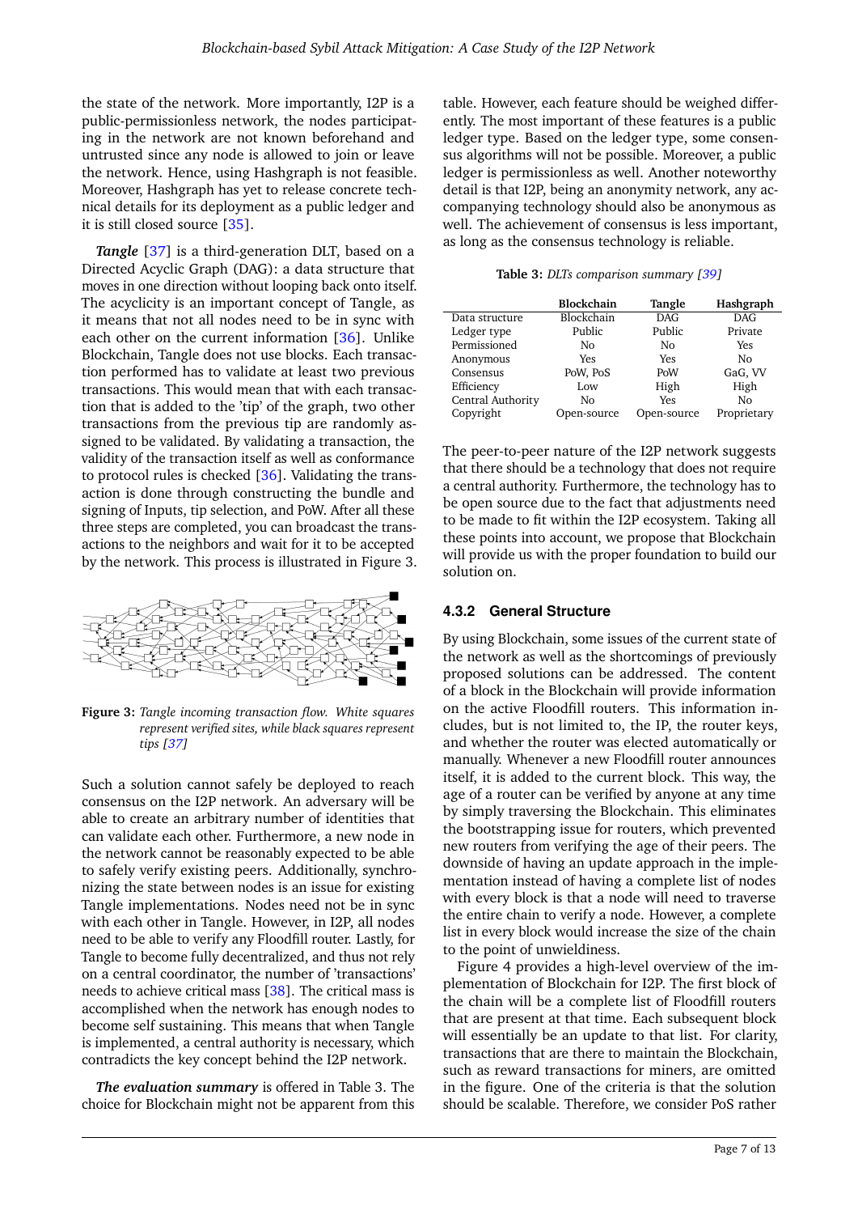the state of the network. More importantly, I2P is a public-permissionless network, the nodes participating in the network are not known beforehand and untrusted since any node is allowed to join or leave the network. Hence, using Hashgraph is not feasible. Moreover, Hashgraph has yet to release concrete technical details for its deployment as a public ledger and it is still closed source [35].

***Tangle*** [37] is a third-generation DLT, based on a Directed Acyclic Graph (DAG): a data structure that moves in one direction without looping back onto itself. The acyclicity is an important concept of Tangle, as it means that not all nodes need to be in sync with each other on the current information [36]. Unlike Blockchain, Tangle does not use blocks. Each transaction performed has to validate at least two previous transactions. This would mean that with each transaction that is added to the 'tip' of the graph, two other transactions from the previous tip are randomly assigned to be validated. By validating a transaction, the validity of the transaction itself as well as conformance to protocol rules is checked [36]. Validating the transaction is done through constructing the bundle and signing of Inputs, tip selection, and PoW. After all these three steps are completed, you can broadcast the transactions to the neighbors and wait for it to be accepted by the network. This process is illustrated in Figure 3.

**Figure 3:** *Tangle incoming transaction flow. White squares represent verified sites, while black squares represent tips [37]*

Such a solution cannot safely be deployed to reach consensus on the I2P network. An adversary will be able to create an arbitrary number of identities that can validate each other. Furthermore, a new node in the network cannot be reasonably expected to be able to safely verify existing peers. Additionally, synchronizing the state between nodes is an issue for existing Tangle implementations. Nodes need not be in sync with each other in Tangle. However, in I2P, all nodes need to be able to verify any Floodfill router. Lastly, for Tangle to become fully decentralized, and thus not rely on a central coordinator, the number of 'transactions' needs to achieve critical mass [38]. The critical mass is accomplished when the network has enough nodes to become self sustaining. This means that when Tangle is implemented, a central authority is necessary, which contradicts the key concept behind the I2P network.

***The evaluation summary*** is offered in Table 3. The choice for Blockchain might not be apparent from this table. However, each feature should be weighed differently. The most important of these features is a public ledger type. Based on the ledger type, some consensus algorithms will not be possible. Moreover, a public ledger is permissionless as well. Another noteworthy detail is that I2P, being an anonymity network, any accompanying technology should also be anonymous as well. The achievement of consensus is less important, as long as the consensus technology is reliable.

**Table 3:** *DLTs comparison summary [39]*

| | Blockchain | Tangle | Hashgraph |
|---|---|---|---|
| Data structure | Blockchain | DAG | DAG |
| Ledger type | Public | Public | Private |
| Permissioned | No | No | Yes |
| Anonymous | Yes | Yes | No |
| Consensus | PoW, PoS | PoW | GaG, VV |
| Efficiency | Low | High | High |
| Central Authority | No | Yes | No |
| Copyright | Open-source | Open-source | Proprietary |

The peer-to-peer nature of the I2P network suggests that there should be a technology that does not require a central authority. Furthermore, the technology has to be open source due to the fact that adjustments need to be made to fit within the I2P ecosystem. Taking all these points into account, we propose that Blockchain will provide us with the proper foundation to build our solution on.

### 4.3.2 General Structure

By using Blockchain, some issues of the current state of the network as well as the shortcomings of previously proposed solutions can be addressed. The content of a block in the Blockchain will provide information on the active Floodfill routers. This information includes, but is not limited to, the IP, the router keys, and whether the router was elected automatically or manually. Whenever a new Floodfill router announces itself, it is added to the current block. This way, the age of a router can be verified by anyone at any time by simply traversing the Blockchain. This eliminates the bootstrapping issue for routers, which prevented new routers from verifying the age of their peers. The downside of having an update approach in the implementation instead of having a complete list of nodes with every block is that a node will need to traverse the entire chain to verify a node. However, a complete list in every block would increase the size of the chain to the point of unwieldiness.

Figure 4 provides a high-level overview of the implementation of Blockchain for I2P. The first block of the chain will be a complete list of Floodfill routers that are present at that time. Each subsequent block will essentially be an update to that list. For clarity, transactions that are there to maintain the Blockchain, such as reward transactions for miners, are omitted in the figure. One of the criteria is that the solution should be scalable. Therefore, we consider PoS rather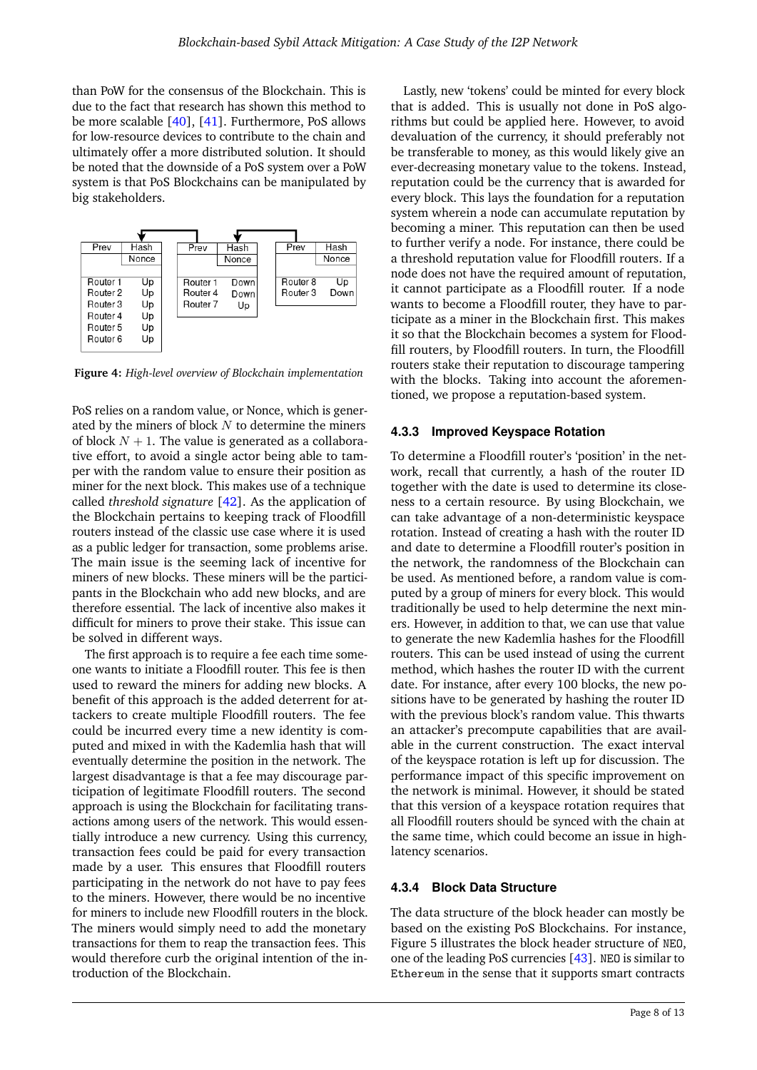than PoW for the consensus of the Blockchain. This is due to the fact that research has shown this method to be more scalable [40], [41]. Furthermore, PoS allows for low-resource devices to contribute to the chain and ultimately offer a more distributed solution. It should be noted that the downside of a PoS system over a PoW system is that PoS Blockchains can be manipulated by big stakeholders.

| Prev | Hash |
|---|---|
| | Nonce |
| Router 1 | Up |
| Router 2 | Up |
| Router 3 | Up |
| Router 4 | Up |
| Router 5 | Up |
| Router 6 | Up |

| Prev | Hash |
|---|---|
| | Nonce |
| Router 1 | Down |
| Router 4 | Down |
| Router 7 | Up |

| Prev | Hash |
|---|---|
| | Nonce |
| Router 8 | Up |
| Router 3 | Down |

**Figure 4:** *High-level overview of Blockchain implementation*

PoS relies on a random value, or Nonce, which is generated by the miners of block $N$ to determine the miners of block $N+1$. The value is generated as a collaborative effort, to avoid a single actor being able to tamper with the random value to ensure their position as miner for the next block. This makes use of a technique called *threshold signature* [42]. As the application of the Blockchain pertains to keeping track of Floodfill routers instead of the classic use case where it is used as a public ledger for transaction, some problems arise. The main issue is the seeming lack of incentive for miners of new blocks. These miners will be the participants in the Blockchain who add new blocks, and are therefore essential. The lack of incentive also makes it difficult for miners to prove their stake. This issue can be solved in different ways.

The first approach is to require a fee each time someone wants to initiate a Floodfill router. This fee is then used to reward the miners for adding new blocks. A benefit of this approach is the added deterrent for attackers to create multiple Floodfill routers. The fee could be incurred every time a new identity is computed and mixed in with the Kademlia hash that will eventually determine the position in the network. The largest disadvantage is that a fee may discourage participation of legitimate Floodfill routers. The second approach is using the Blockchain for facilitating transactions among users of the network. This would essentially introduce a new currency. Using this currency, transaction fees could be paid for every transaction made by a user. This ensures that Floodfill routers participating in the network do not have to pay fees to the miners. However, there would be no incentive for miners to include new Floodfill routers in the block. The miners would simply need to add the monetary transactions for them to reap the transaction fees. This would therefore curb the original intention of the introduction of the Blockchain.

Lastly, new 'tokens' could be minted for every block that is added. This is usually not done in PoS algorithms but could be applied here. However, to avoid devaluation of the currency, it should preferably not be transferable to money, as this would likely give an ever-decreasing monetary value to the tokens. Instead, reputation could be the currency that is awarded for every block. This lays the foundation for a reputation system wherein a node can accumulate reputation by becoming a miner. This reputation can then be used to further verify a node. For instance, there could be a threshold reputation value for Floodfill routers. If a node does not have the required amount of reputation, it cannot participate as a Floodfill router. If a node wants to become a Floodfill router, they have to participate as a miner in the Blockchain first. This makes it so that the Blockchain becomes a system for Floodfill routers, by Floodfill routers. In turn, the Floodfill routers stake their reputation to discourage tampering with the blocks. Taking into account the aforementioned, we propose a reputation-based system.

### 4.3.3 Improved Keyspace Rotation

To determine a Floodfill router's 'position' in the network, recall that currently, a hash of the router ID together with the date is used to determine its closeness to a certain resource. By using Blockchain, we can take advantage of a non-deterministic keyspace rotation. Instead of creating a hash with the router ID and date to determine a Floodfill router's position in the network, the randomness of the Blockchain can be used. As mentioned before, a random value is computed by a group of miners for every block. This would traditionally be used to help determine the next miners. However, in addition to that, we can use that value to generate the new Kademlia hashes for the Floodfill routers. This can be used instead of using the current method, which hashes the router ID with the current date. For instance, after every 100 blocks, the new positions have to be generated by hashing the router ID with the previous block's random value. This thwarts an attacker's precompute capabilities that are available in the current construction. The exact interval of the keyspace rotation is left up for discussion. The performance impact of this specific improvement on the network is minimal. However, it should be stated that this version of a keyspace rotation requires that all Floodfill routers should be synced with the chain at the same time, which could become an issue in high-latency scenarios.

### 4.3.4 Block Data Structure

The data structure of the block header can mostly be based on the existing PoS Blockchains. For instance, Figure 5 illustrates the block header structure of `NEO`, one of the leading PoS currencies [43]. `NEO` is similar to `Ethereum` in the sense that it supports smart contracts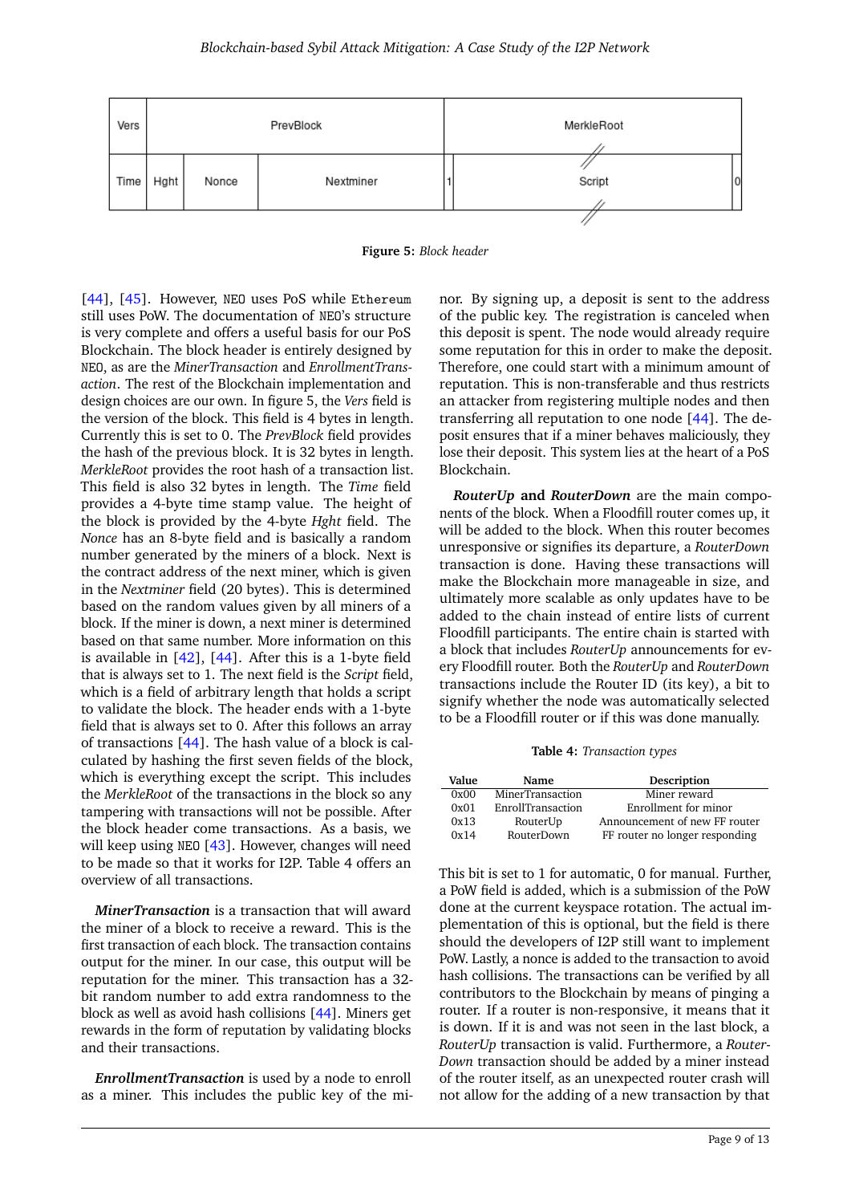| Vers | PrevBlock | | | | MerkleRoot | |
|---|---|---|---|---|---|---|
| Time | Hght | Nonce | Nextminer | 1 | Script | 0 |

**Figure 5:** *Block header*

[44], [45]. However, NEO uses PoS while Ethereum still uses PoW. The documentation of NEO's structure is very complete and offers a useful basis for our PoS Blockchain. The block header is entirely designed by NEO, as are the *MinerTransaction* and *EnrollmentTransaction*. The rest of the Blockchain implementation and design choices are our own. In figure 5, the *Vers* field is the version of the block. This field is 4 bytes in length. Currently this is set to 0. The *PrevBlock* field provides the hash of the previous block. It is 32 bytes in length. *MerkleRoot* provides the root hash of a transaction list. This field is also 32 bytes in length. The *Time* field provides a 4-byte time stamp value. The height of the block is provided by the 4-byte *Hght* field. The *Nonce* has an 8-byte field and is basically a random number generated by the miners of a block. Next is the contract address of the next miner, which is given in the *Nextminer* field (20 bytes). This is determined based on the random values given by all miners of a block. If the miner is down, a next miner is determined based on that same number. More information on this is available in [42], [44]. After this is a 1-byte field that is always set to 1. The next field is the *Script* field, which is a field of arbitrary length that holds a script to validate the block. The header ends with a 1-byte field that is always set to 0. After this follows an array of transactions [44]. The hash value of a block is calculated by hashing the first seven fields of the block, which is everything except the script. This includes the *MerkleRoot* of the transactions in the block so any tampering with transactions will not be possible. After the block header come transactions. As a basis, we will keep using NEO [43]. However, changes will need to be made so that it works for I2P. Table 4 offers an overview of all transactions.

***MinerTransaction*** is a transaction that will award the miner of a block to receive a reward. This is the first transaction of each block. The transaction contains output for the miner. In our case, this output will be reputation for the miner. This transaction has a 32-bit random number to add extra randomness to the block as well as avoid hash collisions [44]. Miners get rewards in the form of reputation by validating blocks and their transactions.

***EnrollmentTransaction*** is used by a node to enroll as a miner. This includes the public key of the minor. By signing up, a deposit is sent to the address of the public key. The registration is canceled when this deposit is spent. The node would already require some reputation for this in order to make the deposit. Therefore, one could start with a minimum amount of reputation. This is non-transferable and thus restricts an attacker from registering multiple nodes and then transferring all reputation to one node [44]. The deposit ensures that if a miner behaves maliciously, they lose their deposit. This system lies at the heart of a PoS Blockchain.

***RouterUp* and *RouterDown*** are the main components of the block. When a Floodfill router comes up, it will be added to the block. When this router becomes unresponsive or signifies its departure, a *RouterDown* transaction is done. Having these transactions will make the Blockchain more manageable in size, and ultimately more scalable as only updates have to be added to the chain instead of entire lists of current Floodfill participants. The entire chain is started with a block that includes *RouterUp* announcements for every Floodfill router. Both the *RouterUp* and *RouterDown* transactions include the Router ID (its key), a bit to signify whether the node was automatically selected to be a Floodfill router or if this was done manually.

**Table 4:** *Transaction types*

| Value | Name | Description |
|---|---|---|
| 0x00 | MinerTransaction | Miner reward |
| 0x01 | EnrollTransaction | Enrollment for minor |
| 0x13 | RouterUp | Announcement of new FF router |
| 0x14 | RouterDown | FF router no longer responding |

This bit is set to 1 for automatic, 0 for manual. Further, a PoW field is added, which is a submission of the PoW done at the current keyspace rotation. The actual implementation of this is optional, but the field is there should the developers of I2P still want to implement PoW. Lastly, a nonce is added to the transaction to avoid hash collisions. The transactions can be verified by all contributors to the Blockchain by means of pinging a router. If a router is non-responsive, it means that it is down. If it is and was not seen in the last block, a *RouterUp* transaction is valid. Furthermore, a *RouterDown* transaction should be added by a miner instead of the router itself, as an unexpected router crash will not allow for the adding of a new transaction by that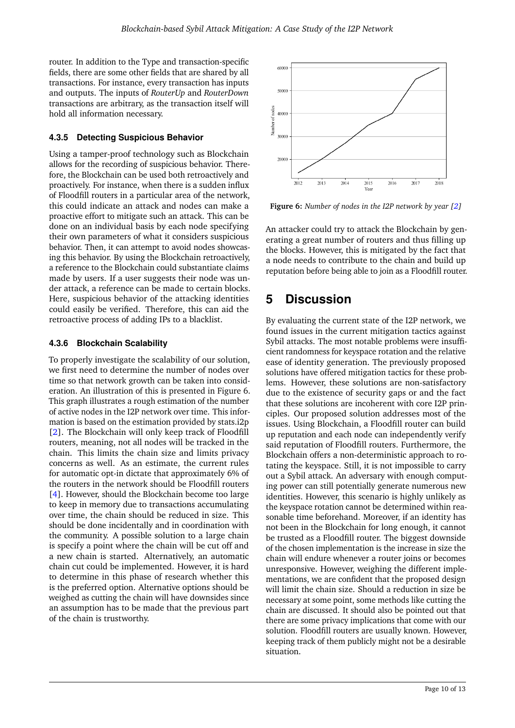router. In addition to the Type and transaction-specific fields, there are some other fields that are shared by all transactions. For instance, every transaction has inputs and outputs. The inputs of *RouterUp* and *RouterDown* transactions are arbitrary, as the transaction itself will hold all information necessary.

#### 4.3.5 Detecting Suspicious Behavior

Using a tamper-proof technology such as Blockchain allows for the recording of suspicious behavior. Therefore, the Blockchain can be used both retroactively and proactively. For instance, when there is a sudden influx of Floodfill routers in a particular area of the network, this could indicate an attack and nodes can make a proactive effort to mitigate such an attack. This can be done on an individual basis by each node specifying their own parameters of what it considers suspicious behavior. Then, it can attempt to avoid nodes showcasing this behavior. By using the Blockchain retroactively, a reference to the Blockchain could substantiate claims made by users. If a user suggests their node was under attack, a reference can be made to certain blocks. Here, suspicious behavior of the attacking identities could easily be verified. Therefore, this can aid the retroactive process of adding IPs to a blacklist.

#### 4.3.6 Blockchain Scalability

To properly investigate the scalability of our solution, we first need to determine the number of nodes over time so that network growth can be taken into consideration. An illustration of this is presented in Figure 6. This graph illustrates a rough estimation of the number of active nodes in the I2P network over time. This information is based on the estimation provided by stats.i2p [2]. The Blockchain will only keep track of Floodfill routers, meaning, not all nodes will be tracked in the chain. This limits the chain size and limits privacy concerns as well. As an estimate, the current rules for automatic opt-in dictate that approximately 6% of the routers in the network should be Floodfill routers [4]. However, should the Blockchain become too large to keep in memory due to transactions accumulating over time, the chain should be reduced in size. This should be done incidentally and in coordination with the community. A possible solution to a large chain is specify a point where the chain will be cut off and a new chain is started. Alternatively, an automatic chain cut could be implemented. However, it is hard to determine in this phase of research whether this is the preferred option. Alternative options should be weighed as cutting the chain will have downsides since an assumption has to be made that the previous part of the chain is trustworthy.

**Figure 6:** *Number of nodes in the I2P network by year [2]*

An attacker could try to attack the Blockchain by generating a great number of routers and thus filling up the blocks. However, this is mitigated by the fact that a node needs to contribute to the chain and build up reputation before being able to join as a Floodfill router.

## 5 Discussion

By evaluating the current state of the I2P network, we found issues in the current mitigation tactics against Sybil attacks. The most notable problems were insufficient randomness for keyspace rotation and the relative ease of identity generation. The previously proposed solutions have offered mitigation tactics for these problems. However, these solutions are non-satisfactory due to the existence of security gaps or and the fact that these solutions are incoherent with core I2P principles. Our proposed solution addresses most of the issues. Using Blockchain, a Floodfill router can build up reputation and each node can independently verify said reputation of Floodfill routers. Furthermore, the Blockchain offers a non-deterministic approach to rotating the keyspace. Still, it is not impossible to carry out a Sybil attack. An adversary with enough computing power can still potentially generate numerous new identities. However, this scenario is highly unlikely as the keyspace rotation cannot be determined within reasonable time beforehand. Moreover, if an identity has not been in the Blockchain for long enough, it cannot be trusted as a Floodfill router. The biggest downside of the chosen implementation is the increase in size the chain will endure whenever a router joins or becomes unresponsive. However, weighing the different implementations, we are confident that the proposed design will limit the chain size. Should a reduction in size be necessary at some point, some methods like cutting the chain are discussed. It should also be pointed out that there are some privacy implications that come with our solution. Floodfill routers are usually known. However, keeping track of them publicly might not be a desirable situation.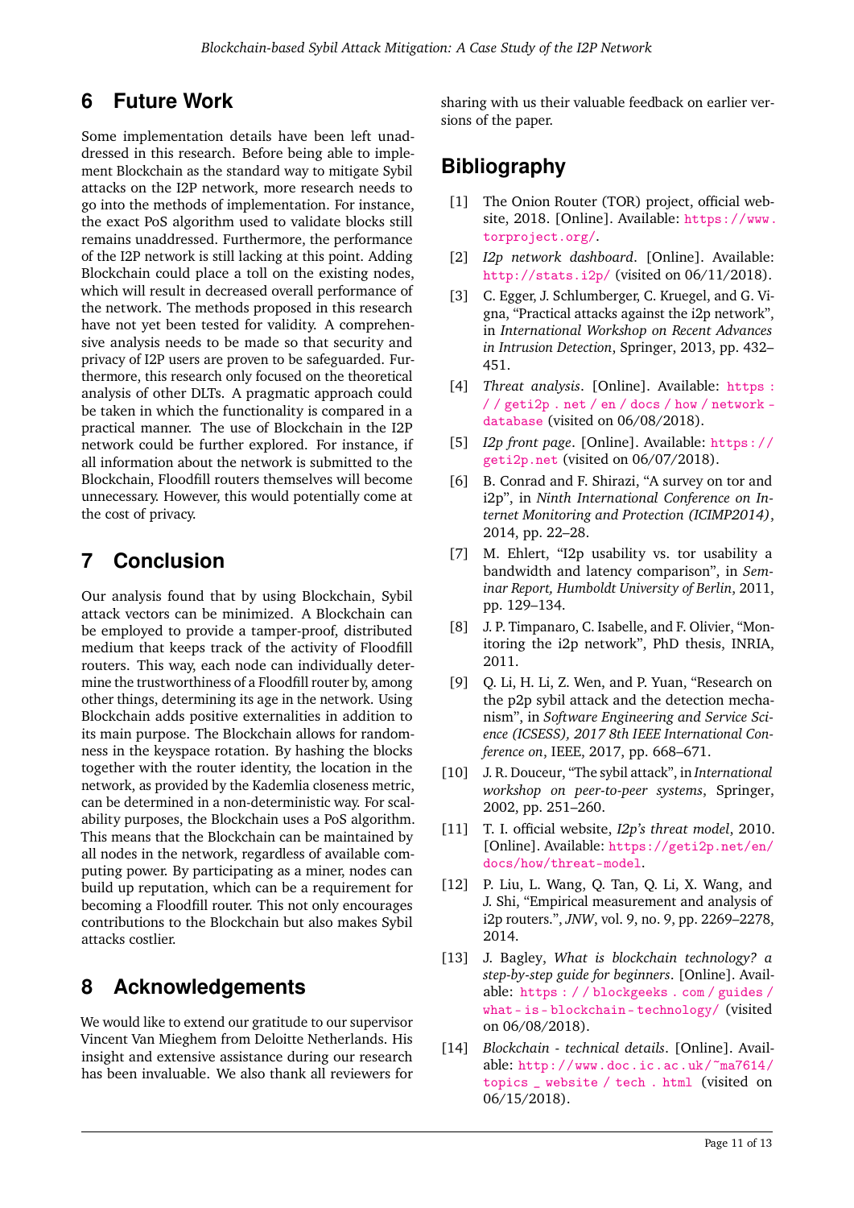## 6 Future Work

Some implementation details have been left unaddressed in this research. Before being able to implement Blockchain as the standard way to mitigate Sybil attacks on the I2P network, more research needs to go into the methods of implementation. For instance, the exact PoS algorithm used to validate blocks still remains unaddressed. Furthermore, the performance of the I2P network is still lacking at this point. Adding Blockchain could place a toll on the existing nodes, which will result in decreased overall performance of the network. The methods proposed in this research have not yet been tested for validity. A comprehensive analysis needs to be made so that security and privacy of I2P users are proven to be safeguarded. Furthermore, this research only focused on the theoretical analysis of other DLTs. A pragmatic approach could be taken in which the functionality is compared in a practical manner. The use of Blockchain in the I2P network could be further explored. For instance, if all information about the network is submitted to the Blockchain, Floodfill routers themselves will become unnecessary. However, this would potentially come at the cost of privacy.

## 7 Conclusion

Our analysis found that by using Blockchain, Sybil attack vectors can be minimized. A Blockchain can be employed to provide a tamper-proof, distributed medium that keeps track of the activity of Floodfill routers. This way, each node can individually determine the trustworthiness of a Floodfill router by, among other things, determining its age in the network. Using Blockchain adds positive externalities in addition to its main purpose. The Blockchain allows for randomness in the keyspace rotation. By hashing the blocks together with the router identity, the location in the network, as provided by the Kademlia closeness metric, can be determined in a non-deterministic way. For scalability purposes, the Blockchain uses a PoS algorithm. This means that the Blockchain can be maintained by all nodes in the network, regardless of available computing power. By participating as a miner, nodes can build up reputation, which can be a requirement for becoming a Floodfill router. This not only encourages contributions to the Blockchain but also makes Sybil attacks costlier.

## 8 Acknowledgements

We would like to extend our gratitude to our supervisor Vincent Van Mieghem from Deloitte Netherlands. His insight and extensive assistance during our research has been invaluable. We also thank all reviewers for sharing with us their valuable feedback on earlier versions of the paper.

## Bibliography

[1] The Onion Router (TOR) project, official website, 2018. [Online]. Available: https://www.torproject.org/.

[2] *I2p network dashboard*. [Online]. Available: http://stats.i2p/ (visited on 06/11/2018).

[3] C. Egger, J. Schlumberger, C. Kruegel, and G. Vigna, "Practical attacks against the i2p network", in *International Workshop on Recent Advances in Intrusion Detection*, Springer, 2013, pp. 432–451.

[4] *Threat analysis*. [Online]. Available: https://geti2p.net/en/docs/how/network-database (visited on 06/08/2018).

[5] *I2p front page*. [Online]. Available: https://geti2p.net (visited on 06/07/2018).

[6] B. Conrad and F. Shirazi, "A survey on tor and i2p", in *Ninth International Conference on Internet Monitoring and Protection (ICIMP2014)*, 2014, pp. 22–28.

[7] M. Ehlert, "I2p usability vs. tor usability a bandwidth and latency comparison", in *Seminar Report, Humboldt University of Berlin*, 2011, pp. 129–134.

[8] J. P. Timpanaro, C. Isabelle, and F. Olivier, "Monitoring the i2p network", PhD thesis, INRIA, 2011.

[9] Q. Li, H. Li, Z. Wen, and P. Yuan, "Research on the p2p sybil attack and the detection mechanism", in *Software Engineering and Service Science (ICSESS), 2017 8th IEEE International Conference on*, IEEE, 2017, pp. 668–671.

[10] J. R. Douceur, "The sybil attack", in *International workshop on peer-to-peer systems*, Springer, 2002, pp. 251–260.

[11] T. I. official website, *I2p's threat model*, 2010. [Online]. Available: https://geti2p.net/en/docs/how/threat-model.

[12] P. Liu, L. Wang, Q. Tan, Q. Li, X. Wang, and J. Shi, "Empirical measurement and analysis of i2p routers.", *JNW*, vol. 9, no. 9, pp. 2269–2278, 2014.

[13] J. Bagley, *What is blockchain technology? a step-by-step guide for beginners*. [Online]. Available: https://blockgeeks.com/guides/what-is-blockchain-technology/ (visited on 06/08/2018).

[14] *Blockchain - technical details*. [Online]. Available: http://www.doc.ic.ac.uk/~ma7614/topics_website/tech.html (visited on 06/15/2018).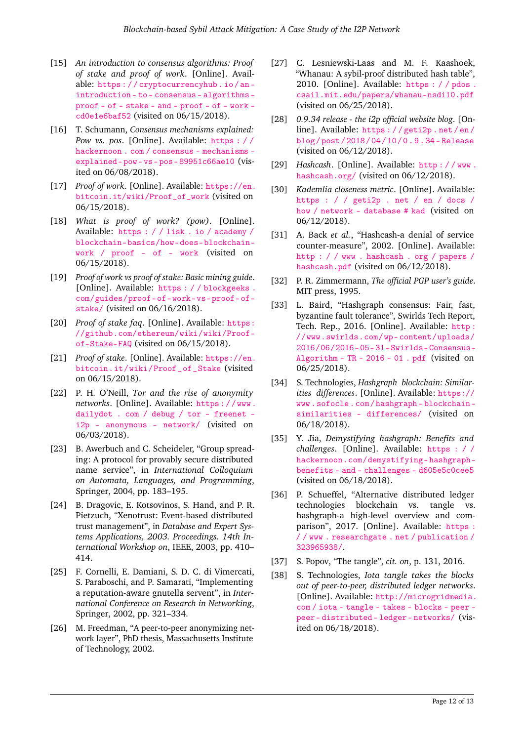[15] *An introduction to consensus algorithms: Proof of stake and proof of work*. [Online]. Available: https://cryptocurrencyhub.io/an-introduction-to-consensus-algorithms-proof-of-stake-and-proof-of-work-cd0e1e6baf52 (visited on 06/15/2018).

[16] T. Schumann, *Consensus mechanisms explained: Pow vs. pos*. [Online]. Available: https://hackernoon.com/consensus-mechanisms-explained-pow-vs-pos-89951c66ae10 (visited on 06/08/2018).

[17] *Proof of work*. [Online]. Available: https://en.bitcoin.it/wiki/Proof_of_work (visited on 06/15/2018).

[18] *What is proof of work? (pow)*. [Online]. Available: https://lisk.io/academy/blockchain-basics/how-does-blockchain-work/proof-of-work (visited on 06/15/2018).

[19] *Proof of work vs proof of stake: Basic mining guide*. [Online]. Available: https://blockgeeks.com/guides/proof-of-work-vs-proof-of-stake/ (visited on 06/16/2018).

[20] *Proof of stake faq*. [Online]. Available: https://github.com/ethereum/wiki/wiki/Proof-of-Stake-FAQ (visited on 06/15/2018).

[21] *Proof of stake*. [Online]. Available: https://en.bitcoin.it/wiki/Proof_of_Stake (visited on 06/15/2018).

[22] P. H. O'Neill, *Tor and the rise of anonymity networks*. [Online]. Available: https://www.dailydot.com/debug/tor-freenet-i2p-anonymous-network/ (visited on 06/03/2018).

[23] B. Awerbuch and C. Scheideler, "Group spreading: A protocol for provably secure distributed name service", in *International Colloquium on Automata, Languages, and Programming*, Springer, 2004, pp. 183–195.

[24] B. Dragovic, E. Kotsovinos, S. Hand, and P. R. Pietzuch, "Xenotrust: Event-based distributed trust management", in *Database and Expert Systems Applications, 2003. Proceedings. 14th International Workshop on*, IEEE, 2003, pp. 410–414.

[25] F. Cornelli, E. Damiani, S. D. C. di Vimercati, S. Paraboschi, and P. Samarati, "Implementing a reputation-aware gnutella servent", in *International Conference on Research in Networking*, Springer, 2002, pp. 321–334.

[26] M. Freedman, "A peer-to-peer anonymizing network layer", PhD thesis, Massachusetts Institute of Technology, 2002.

[27] C. Lesniewski-Laas and M. F. Kaashoek, "Whanau: A sybil-proof distributed hash table", 2010. [Online]. Available: https://pdos.csail.mit.edu/papers/whanau-nsdi10.pdf (visited on 06/25/2018).

[28] *0.9.34 release - the i2p official website blog*. [Online]. Available: https://geti2p.net/en/blog/post/2018/04/10/0.9.34-Release (visited on 06/12/2018).

[29] *Hashcash*. [Online]. Available: http://www.hashcash.org/ (visited on 06/12/2018).

[30] *Kademlia closeness metric*. [Online]. Available: https://geti2p.net/en/docs/how/network-database#kad (visited on 06/12/2018).

[31] A. Back *et al.*, "Hashcash-a denial of service counter-measure", 2002. [Online]. Available: http://www.hashcash.org/papers/hashcash.pdf (visited on 06/12/2018).

[32] P. R. Zimmermann, *The official PGP user's guide*. MIT press, 1995.

[33] L. Baird, "Hashgraph consensus: Fair, fast, byzantine fault tolerance", Swirlds Tech Report, Tech. Rep., 2016. [Online]. Available: http://www.swirlds.com/wp-content/uploads/2016/06/2016-05-31-Swirlds-Consensus-Algorithm-TR-2016-01.pdf (visited on 06/25/2018).

[34] S. Technologies, *Hashgraph blockchain: Similarities differences*. [Online]. Available: https://www.sofocle.com/hashgraph-blockchain-similarities-differences/ (visited on 06/18/2018).

[35] Y. Jia, *Demystifying hashgraph: Benefits and challenges*. [Online]. Available: https://hackernoon.com/demystifying-hashgraph-benefits-and-challenges-d605e5c0cee5 (visited on 06/18/2018).

[36] P. Schueffel, "Alternative distributed ledger technologies blockchain vs. tangle vs. hashgraph-a high-level overview and comparison", 2017. [Online]. Available: https://www.researchgate.net/publication/323965938/.

[37] S. Popov, "The tangle", *cit. on*, p. 131, 2016.

[38] S. Technologies, *Iota tangle takes the blocks out of peer-to-peer, distributed ledger networks*. [Online]. Available: http://microgridmedia.com/iota-tangle-takes-blocks-peer-peer-distributed-ledger-networks/ (visited on 06/18/2018).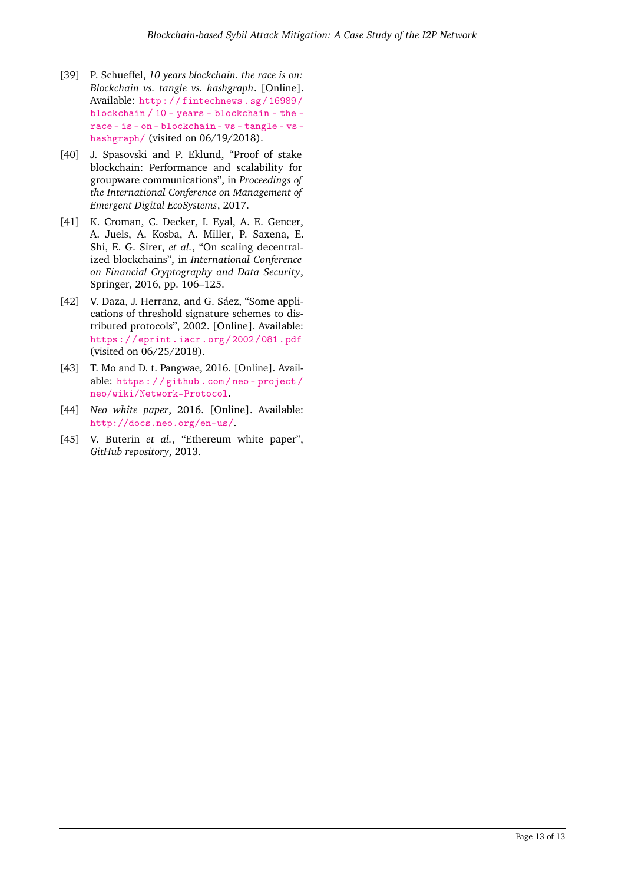[39] P. Schueffel, *10 years blockchain. the race is on: Blockchain vs. tangle vs. hashgraph*. [Online]. Available: http://fintechnews.sg/16989/blockchain/10-years-blockchain-the-race-is-on-blockchain-vs-tangle-vs-hashgraph/ (visited on 06/19/2018).

[40] J. Spasovski and P. Eklund, "Proof of stake blockchain: Performance and scalability for groupware communications", in *Proceedings of the International Conference on Management of Emergent Digital EcoSystems*, 2017.

[41] K. Croman, C. Decker, I. Eyal, A. E. Gencer, A. Juels, A. Kosba, A. Miller, P. Saxena, E. Shi, E. G. Sirer, *et al.*, "On scaling decentralized blockchains", in *International Conference on Financial Cryptography and Data Security*, Springer, 2016, pp. 106–125.

[42] V. Daza, J. Herranz, and G. Sáez, "Some applications of threshold signature schemes to distributed protocols", 2002. [Online]. Available: https://eprint.iacr.org/2002/081.pdf (visited on 06/25/2018).

[43] T. Mo and D. t. Pangwae, 2016. [Online]. Available: https://github.com/neo-project/neo/wiki/Network-Protocol.

[44] *Neo white paper*, 2016. [Online]. Available: http://docs.neo.org/en-us/.

[45] V. Buterin *et al.*, "Ethereum white paper", *GitHub repository*, 2013.